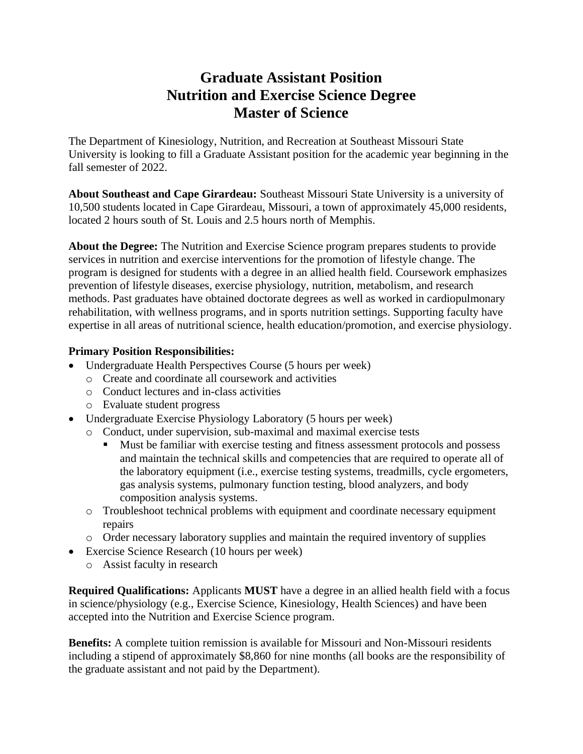# Graduate Assistant Position
# Nutrition and Exercise Science Degree
# Master of Science

The Department of Kinesiology, Nutrition, and Recreation at Southeast Missouri State University is looking to fill a Graduate Assistant position for the academic year beginning in the fall semester of 2022.

**About Southeast and Cape Girardeau:** Southeast Missouri State University is a university of 10,500 students located in Cape Girardeau, Missouri, a town of approximately 45,000 residents, located 2 hours south of St. Louis and 2.5 hours north of Memphis.

**About the Degree:** The Nutrition and Exercise Science program prepares students to provide services in nutrition and exercise interventions for the promotion of lifestyle change. The program is designed for students with a degree in an allied health field. Coursework emphasizes prevention of lifestyle diseases, exercise physiology, nutrition, metabolism, and research methods. Past graduates have obtained doctorate degrees as well as worked in cardiopulmonary rehabilitation, with wellness programs, and in sports nutrition settings. Supporting faculty have expertise in all areas of nutritional science, health education/promotion, and exercise physiology.

**Primary Position Responsibilities:**

- Undergraduate Health Perspectives Course (5 hours per week)
  - Create and coordinate all coursework and activities
  - Conduct lectures and in-class activities
  - Evaluate student progress
- Undergraduate Exercise Physiology Laboratory (5 hours per week)
  - Conduct, under supervision, sub-maximal and maximal exercise tests
    - Must be familiar with exercise testing and fitness assessment protocols and possess and maintain the technical skills and competencies that are required to operate all of the laboratory equipment (i.e., exercise testing systems, treadmills, cycle ergometers, gas analysis systems, pulmonary function testing, blood analyzers, and body composition analysis systems.
  - Troubleshoot technical problems with equipment and coordinate necessary equipment repairs
  - Order necessary laboratory supplies and maintain the required inventory of supplies
- Exercise Science Research (10 hours per week)
  - Assist faculty in research

**Required Qualifications:** Applicants **MUST** have a degree in an allied health field with a focus in science/physiology (e.g., Exercise Science, Kinesiology, Health Sciences) and have been accepted into the Nutrition and Exercise Science program.

**Benefits:** A complete tuition remission is available for Missouri and Non-Missouri residents including a stipend of approximately $8,860 for nine months (all books are the responsibility of the graduate assistant and not paid by the Department).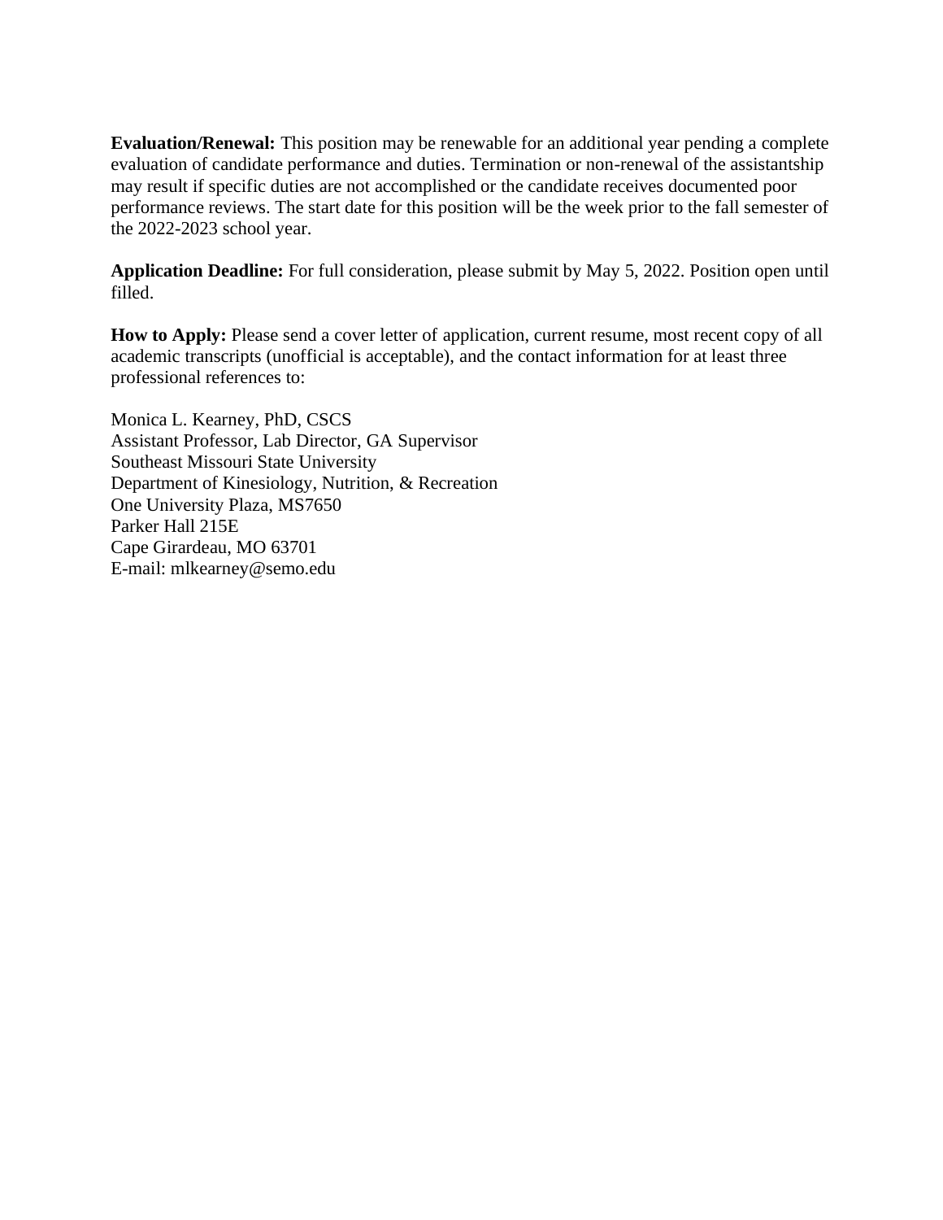**Evaluation/Renewal:** This position may be renewable for an additional year pending a complete evaluation of candidate performance and duties. Termination or non-renewal of the assistantship may result if specific duties are not accomplished or the candidate receives documented poor performance reviews. The start date for this position will be the week prior to the fall semester of the 2022-2023 school year.

**Application Deadline:** For full consideration, please submit by May 5, 2022. Position open until filled.

**How to Apply:** Please send a cover letter of application, current resume, most recent copy of all academic transcripts (unofficial is acceptable), and the contact information for at least three professional references to:

Monica L. Kearney, PhD, CSCS
Assistant Professor, Lab Director, GA Supervisor
Southeast Missouri State University
Department of Kinesiology, Nutrition, & Recreation
One University Plaza, MS7650
Parker Hall 215E
Cape Girardeau, MO 63701
E-mail: mlkearney@semo.edu